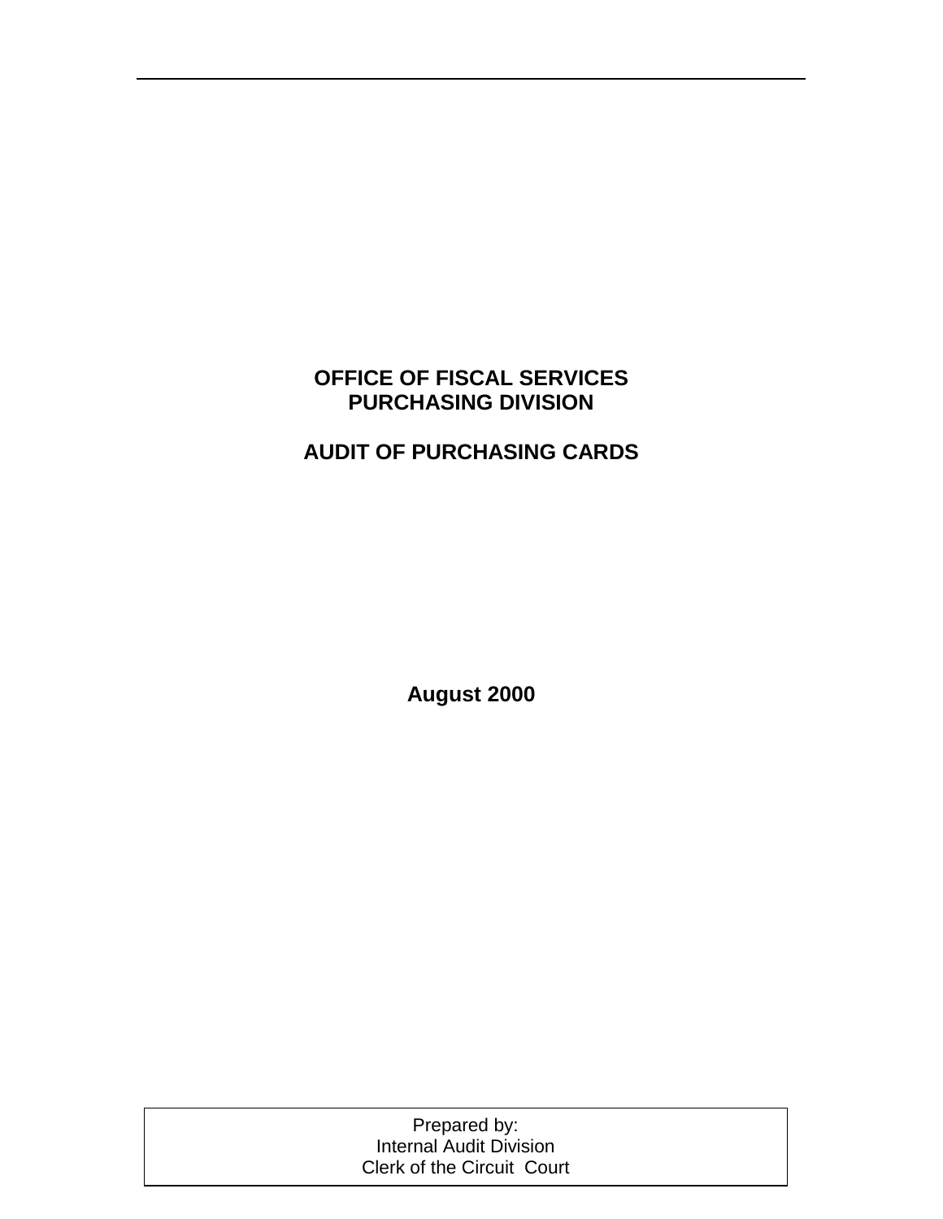# OFFICE OF FISCAL SERVICES
# PURCHASING DIVISION

# AUDIT OF PURCHASING CARDS

**August 2000**

Prepared by:
Internal Audit Division
Clerk of the Circuit Court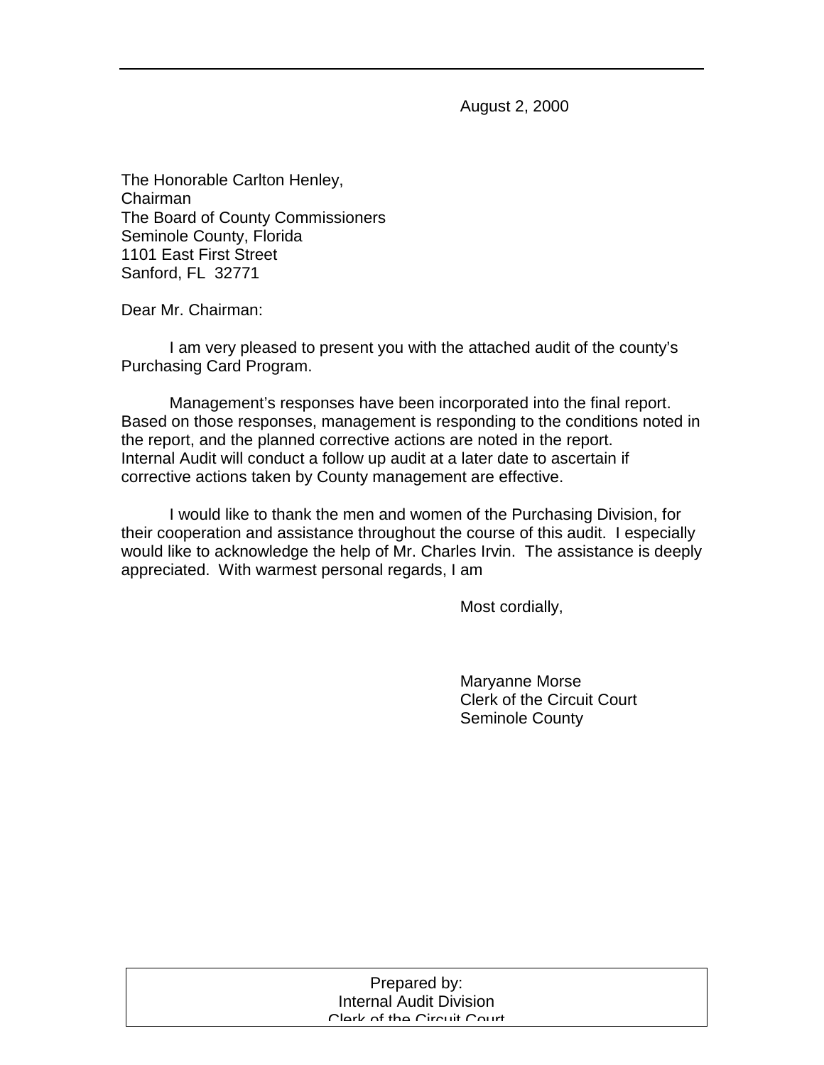August 2, 2000

The Honorable Carlton Henley,
Chairman
The Board of County Commissioners
Seminole County, Florida
1101 East First Street
Sanford, FL 32771

Dear Mr. Chairman:

I am very pleased to present you with the attached audit of the county's Purchasing Card Program.

Management's responses have been incorporated into the final report. Based on those responses, management is responding to the conditions noted in the report, and the planned corrective actions are noted in the report. Internal Audit will conduct a follow up audit at a later date to ascertain if corrective actions taken by County management are effective.

I would like to thank the men and women of the Purchasing Division, for their cooperation and assistance throughout the course of this audit. I especially would like to acknowledge the help of Mr. Charles Irvin. The assistance is deeply appreciated. With warmest personal regards, I am

Most cordially,

Maryanne Morse
Clerk of the Circuit Court
Seminole County

Prepared by:
Internal Audit Division
Clerk of the Circuit Court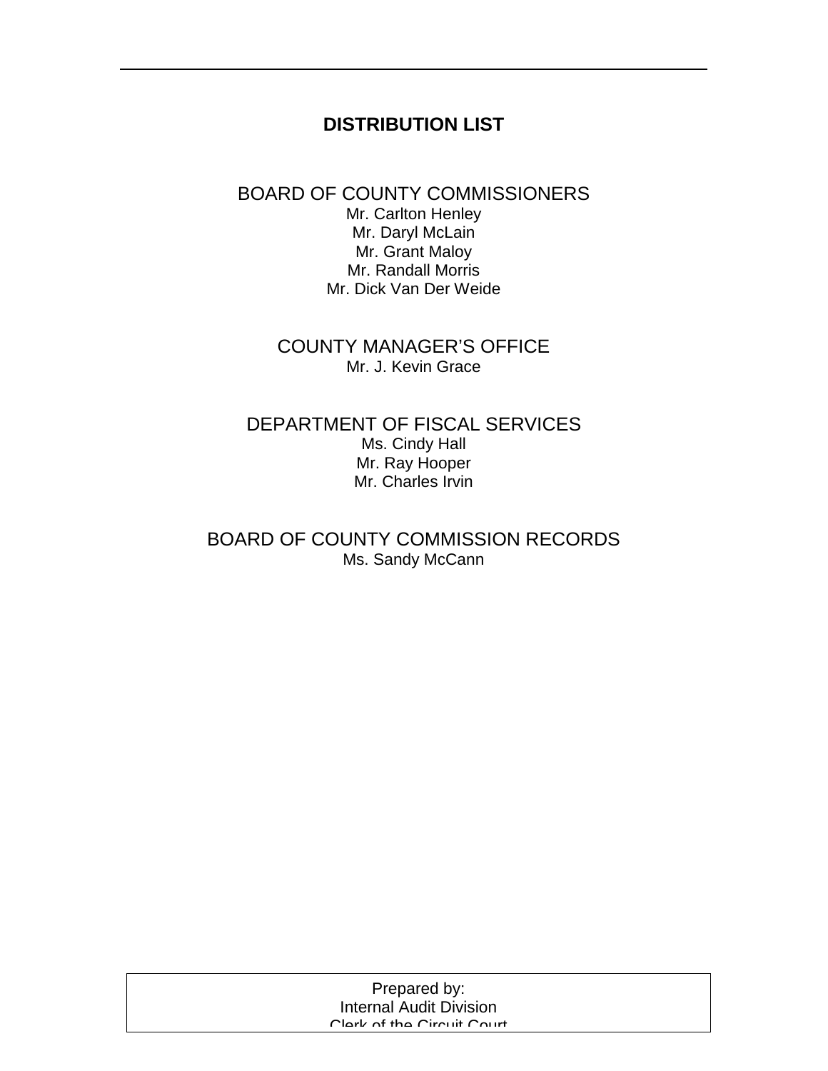# DISTRIBUTION LIST

BOARD OF COUNTY COMMISSIONERS

Mr. Carlton Henley
Mr. Daryl McLain
Mr. Grant Maloy
Mr. Randall Morris
Mr. Dick Van Der Weide

COUNTY MANAGER'S OFFICE

Mr. J. Kevin Grace

DEPARTMENT OF FISCAL SERVICES

Ms. Cindy Hall
Mr. Ray Hooper
Mr. Charles Irvin

BOARD OF COUNTY COMMISSION RECORDS

Ms. Sandy McCann

Prepared by:
Internal Audit Division
Clerk of the Circuit Court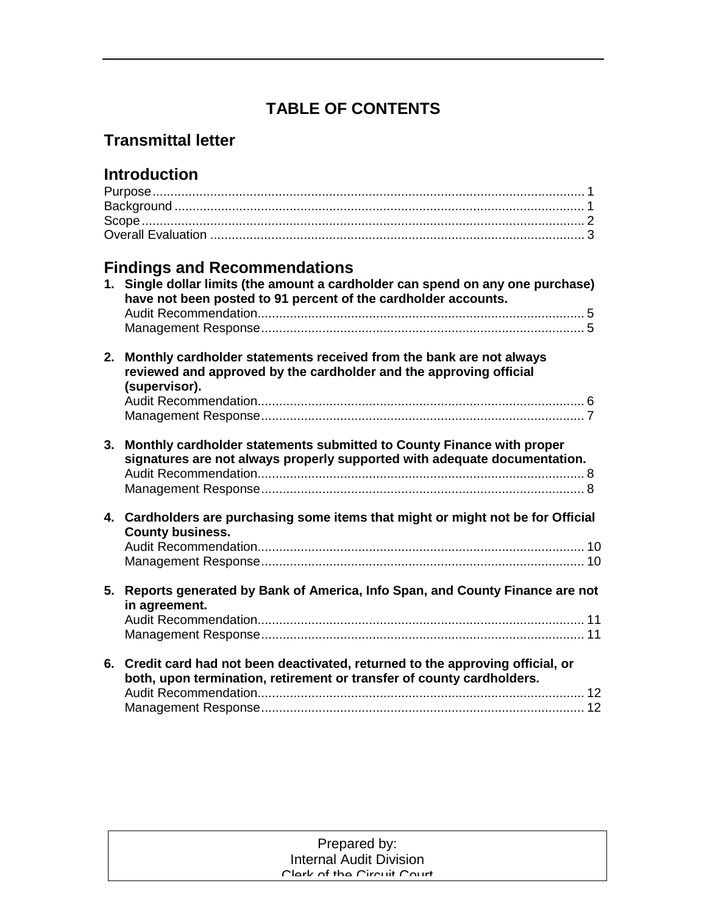# TABLE OF CONTENTS

## Transmittal letter

## Introduction

Purpose ........................................................................................................................ 1
Background .................................................................................................................. 1
Scope ........................................................................................................................... 2
Overall Evaluation ........................................................................................................ 3

## Findings and Recommendations

1. **Single dollar limits (the amount a cardholder can spend on any one purchase) have not been posted to 91 percent of the cardholder accounts.**
   Audit Recommendation.......................................................................................... 5
   Management Response......................................................................................... 5

2. **Monthly cardholder statements received from the bank are not always reviewed and approved by the cardholder and the approving official (supervisor).**
   Audit Recommendation.......................................................................................... 6
   Management Response......................................................................................... 7

3. **Monthly cardholder statements submitted to County Finance with proper signatures are not always properly supported with adequate documentation.**
   Audit Recommendation.......................................................................................... 8
   Management Response......................................................................................... 8

4. **Cardholders are purchasing some items that might or might not be for Official County business.**
   Audit Recommendation.......................................................................................... 10
   Management Response......................................................................................... 10

5. **Reports generated by Bank of America, Info Span, and County Finance are not in agreement.**
   Audit Recommendation.......................................................................................... 11
   Management Response......................................................................................... 11

6. **Credit card had not been deactivated, returned to the approving official, or both, upon termination, retirement or transfer of county cardholders.**
   Audit Recommendation.......................................................................................... 12
   Management Response......................................................................................... 12

Prepared by:
Internal Audit Division
Clerk of the Circuit Court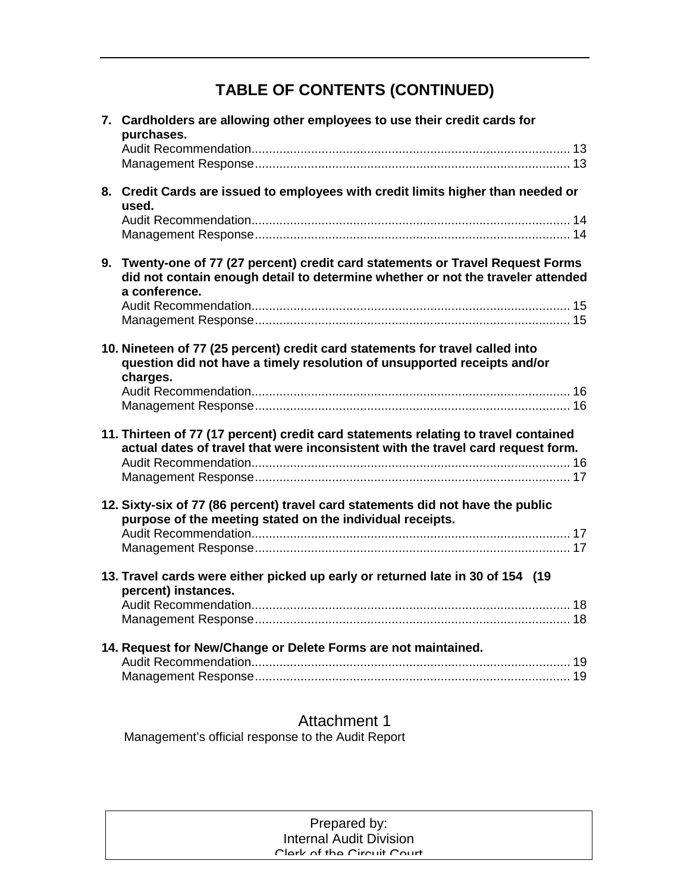## TABLE OF CONTENTS (CONTINUED)

**7. Cardholders are allowing other employees to use their credit cards for purchases.**

Audit Recommendation.......................................................................................... 13
Management Response......................................................................................... 13

**8. Credit Cards are issued to employees with credit limits higher than needed or used.**

Audit Recommendation.......................................................................................... 14
Management Response......................................................................................... 14

**9. Twenty-one of 77 (27 percent) credit card statements or Travel Request Forms did not contain enough detail to determine whether or not the traveler attended a conference.**

Audit Recommendation.......................................................................................... 15
Management Response......................................................................................... 15

**10. Nineteen of 77 (25 percent) credit card statements for travel called into question did not have a timely resolution of unsupported receipts and/or charges.**

Audit Recommendation.......................................................................................... 16
Management Response......................................................................................... 16

**11. Thirteen of 77 (17 percent) credit card statements relating to travel contained actual dates of travel that were inconsistent with the travel card request form.**

Audit Recommendation.......................................................................................... 16
Management Response......................................................................................... 17

**12. Sixty-six of 77 (86 percent) travel card statements did not have the public purpose of the meeting stated on the individual receipts.**

Audit Recommendation.......................................................................................... 17
Management Response......................................................................................... 17

**13. Travel cards were either picked up early or returned late in 30 of 154 (19 percent) instances.**

Audit Recommendation.......................................................................................... 18
Management Response......................................................................................... 18

**14. Request for New/Change or Delete Forms are not maintained.**

Audit Recommendation.......................................................................................... 19
Management Response......................................................................................... 19

Attachment 1
Management's official response to the Audit Report

Prepared by:
Internal Audit Division
Clerk of the Circuit Court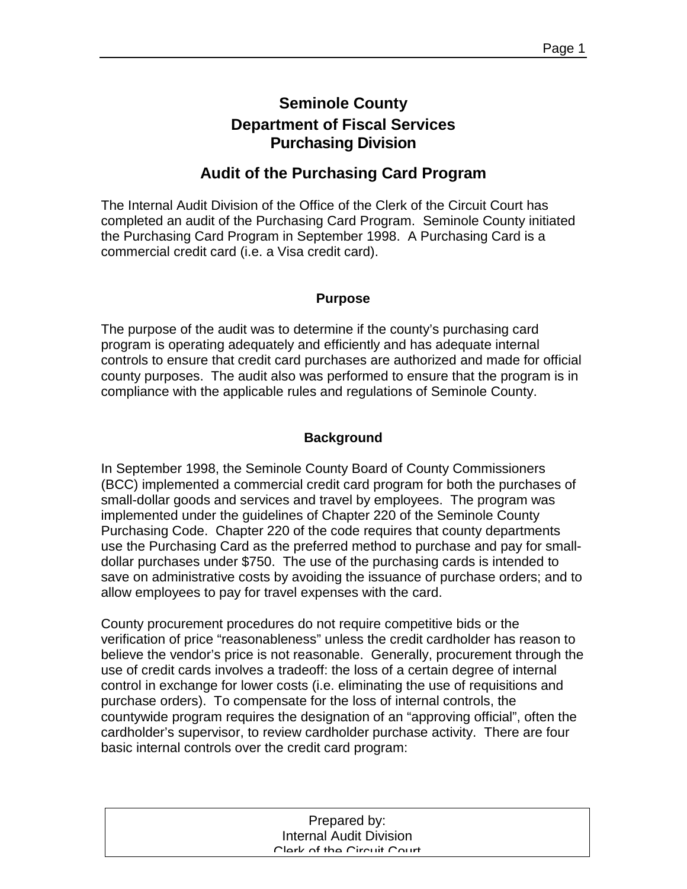# Seminole County

## Department of Fiscal Services

## Purchasing Division

## Audit of the Purchasing Card Program

The Internal Audit Division of the Office of the Clerk of the Circuit Court has completed an audit of the Purchasing Card Program. Seminole County initiated the Purchasing Card Program in September 1998. A Purchasing Card is a commercial credit card (i.e. a Visa credit card).

### Purpose

The purpose of the audit was to determine if the county's purchasing card program is operating adequately and efficiently and has adequate internal controls to ensure that credit card purchases are authorized and made for official county purposes. The audit also was performed to ensure that the program is in compliance with the applicable rules and regulations of Seminole County.

### Background

In September 1998, the Seminole County Board of County Commissioners (BCC) implemented a commercial credit card program for both the purchases of small-dollar goods and services and travel by employees. The program was implemented under the guidelines of Chapter 220 of the Seminole County Purchasing Code. Chapter 220 of the code requires that county departments use the Purchasing Card as the preferred method to purchase and pay for small-dollar purchases under $750. The use of the purchasing cards is intended to save on administrative costs by avoiding the issuance of purchase orders; and to allow employees to pay for travel expenses with the card.

County procurement procedures do not require competitive bids or the verification of price "reasonableness" unless the credit cardholder has reason to believe the vendor's price is not reasonable. Generally, procurement through the use of credit cards involves a tradeoff: the loss of a certain degree of internal control in exchange for lower costs (i.e. eliminating the use of requisitions and purchase orders). To compensate for the loss of internal controls, the countywide program requires the designation of an "approving official", often the cardholder's supervisor, to review cardholder purchase activity. There are four basic internal controls over the credit card program:

Prepared by:
Internal Audit Division
Clerk of the Circuit Court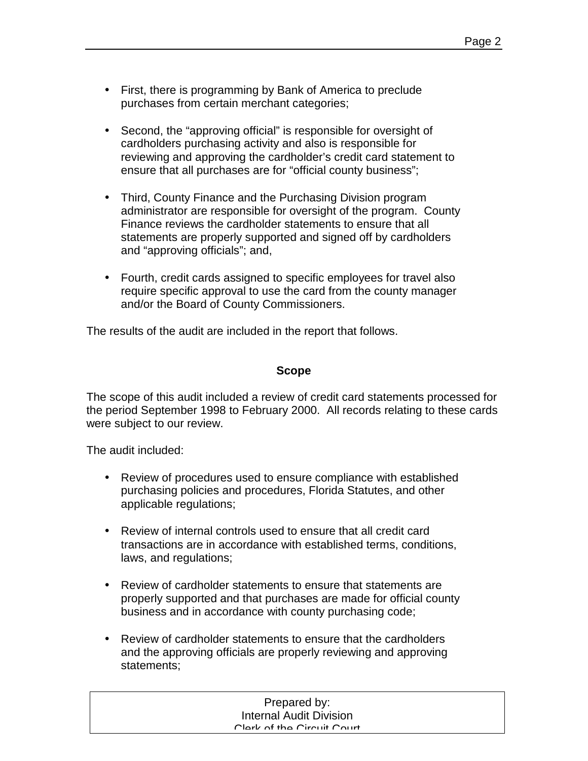- First, there is programming by Bank of America to preclude purchases from certain merchant categories;

- Second, the "approving official" is responsible for oversight of cardholders purchasing activity and also is responsible for reviewing and approving the cardholder's credit card statement to ensure that all purchases are for "official county business";

- Third, County Finance and the Purchasing Division program administrator are responsible for oversight of the program. County Finance reviews the cardholder statements to ensure that all statements are properly supported and signed off by cardholders and "approving officials"; and,

- Fourth, credit cards assigned to specific employees for travel also require specific approval to use the card from the county manager and/or the Board of County Commissioners.

The results of the audit are included in the report that follows.

## Scope

The scope of this audit included a review of credit card statements processed for the period September 1998 to February 2000. All records relating to these cards were subject to our review.

The audit included:

- Review of procedures used to ensure compliance with established purchasing policies and procedures, Florida Statutes, and other applicable regulations;

- Review of internal controls used to ensure that all credit card transactions are in accordance with established terms, conditions, laws, and regulations;

- Review of cardholder statements to ensure that statements are properly supported and that purchases are made for official county business and in accordance with county purchasing code;

- Review of cardholder statements to ensure that the cardholders and the approving officials are properly reviewing and approving statements;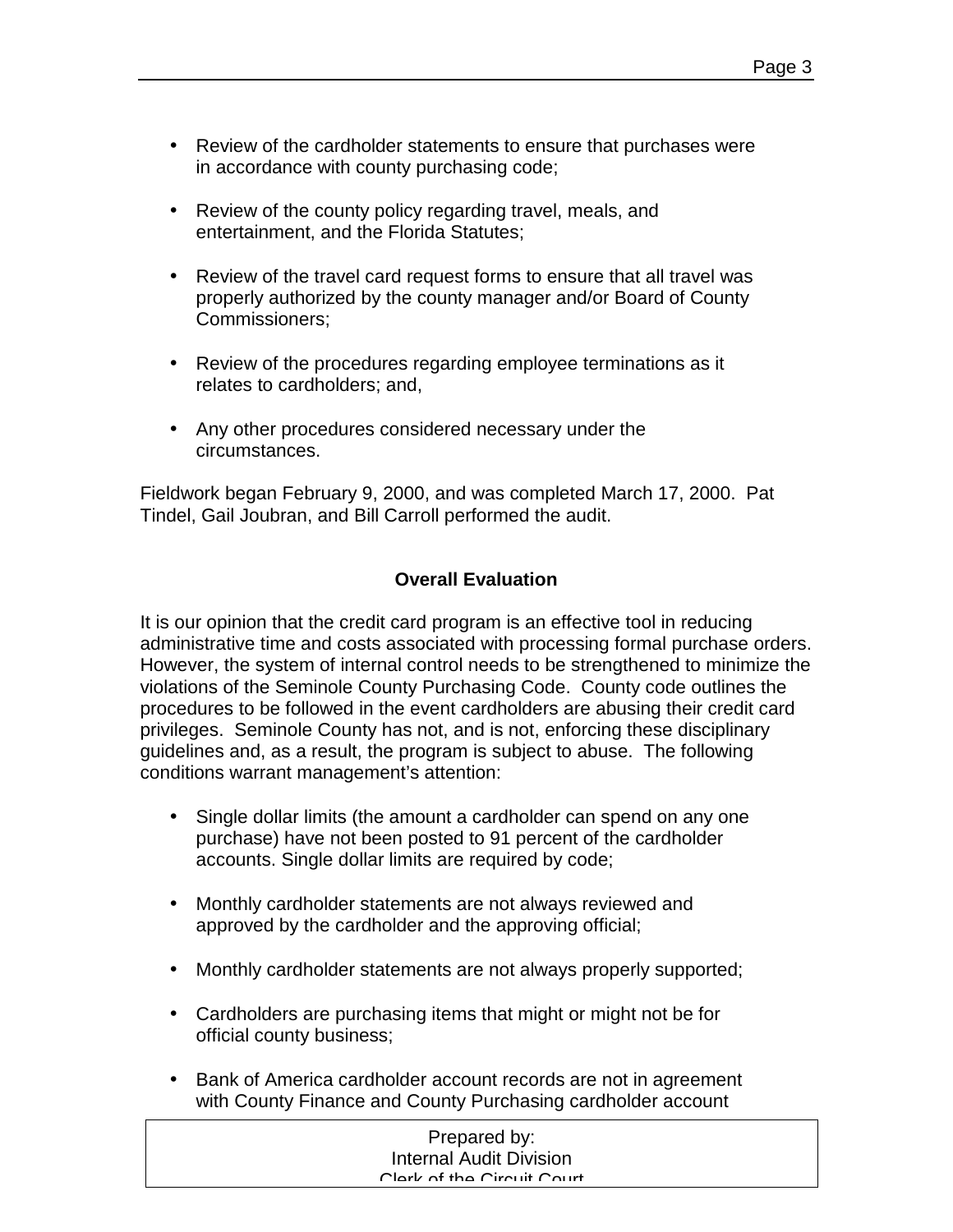- Review of the cardholder statements to ensure that purchases were in accordance with county purchasing code;

- Review of the county policy regarding travel, meals, and entertainment, and the Florida Statutes;

- Review of the travel card request forms to ensure that all travel was properly authorized by the county manager and/or Board of County Commissioners;

- Review of the procedures regarding employee terminations as it relates to cardholders; and,

- Any other procedures considered necessary under the circumstances.

Fieldwork began February 9, 2000, and was completed March 17, 2000. Pat Tindel, Gail Joubran, and Bill Carroll performed the audit.

## Overall Evaluation

It is our opinion that the credit card program is an effective tool in reducing administrative time and costs associated with processing formal purchase orders. However, the system of internal control needs to be strengthened to minimize the violations of the Seminole County Purchasing Code. County code outlines the procedures to be followed in the event cardholders are abusing their credit card privileges. Seminole County has not, and is not, enforcing these disciplinary guidelines and, as a result, the program is subject to abuse. The following conditions warrant management's attention:

- Single dollar limits (the amount a cardholder can spend on any one purchase) have not been posted to 91 percent of the cardholder accounts. Single dollar limits are required by code;

- Monthly cardholder statements are not always reviewed and approved by the cardholder and the approving official;

- Monthly cardholder statements are not always properly supported;

- Cardholders are purchasing items that might or might not be for official county business;

- Bank of America cardholder account records are not in agreement with County Finance and County Purchasing cardholder account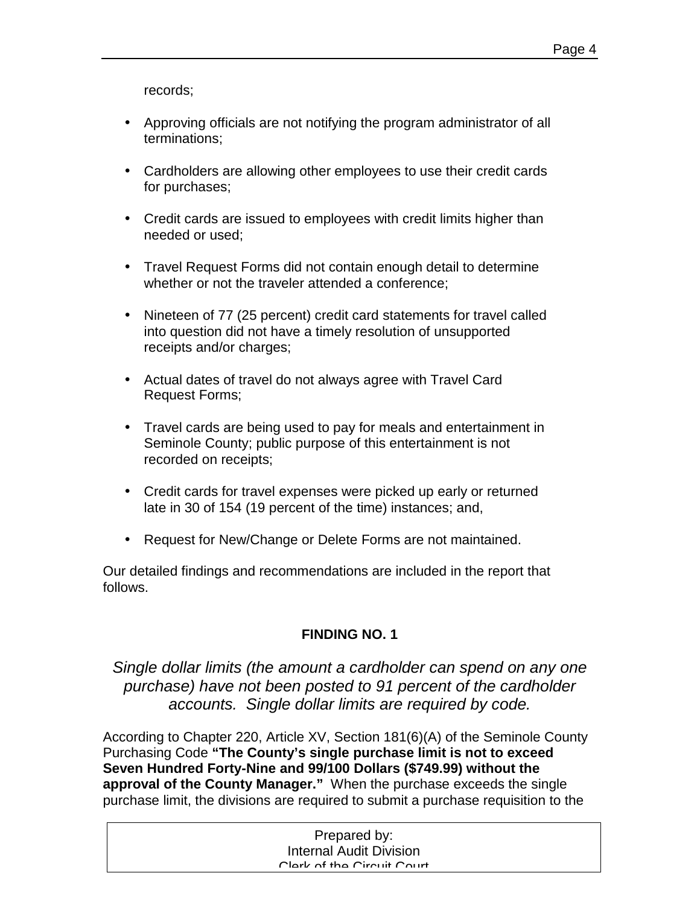records;

- Approving officials are not notifying the program administrator of all terminations;
- Cardholders are allowing other employees to use their credit cards for purchases;
- Credit cards are issued to employees with credit limits higher than needed or used;
- Travel Request Forms did not contain enough detail to determine whether or not the traveler attended a conference;
- Nineteen of 77 (25 percent) credit card statements for travel called into question did not have a timely resolution of unsupported receipts and/or charges;
- Actual dates of travel do not always agree with Travel Card Request Forms;
- Travel cards are being used to pay for meals and entertainment in Seminole County; public purpose of this entertainment is not recorded on receipts;
- Credit cards for travel expenses were picked up early or returned late in 30 of 154 (19 percent of the time) instances; and,
- Request for New/Change or Delete Forms are not maintained.

Our detailed findings and recommendations are included in the report that follows.

## FINDING NO. 1

*Single dollar limits (the amount a cardholder can spend on any one purchase) have not been posted to 91 percent of the cardholder accounts. Single dollar limits are required by code.*

According to Chapter 220, Article XV, Section 181(6)(A) of the Seminole County Purchasing Code **"The County's single purchase limit is not to exceed Seven Hundred Forty-Nine and 99/100 Dollars ($749.99) without the approval of the County Manager."** When the purchase exceeds the single purchase limit, the divisions are required to submit a purchase requisition to the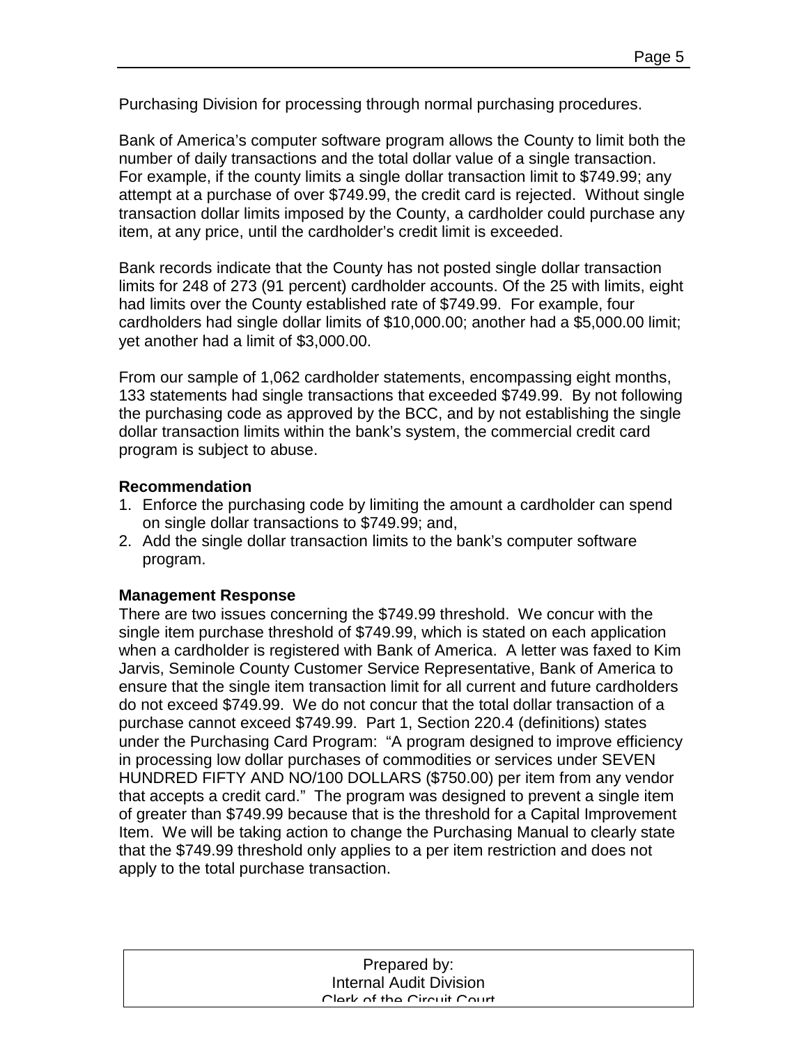Purchasing Division for processing through normal purchasing procedures.

Bank of America's computer software program allows the County to limit both the number of daily transactions and the total dollar value of a single transaction. For example, if the county limits a single dollar transaction limit to $749.99; any attempt at a purchase of over $749.99, the credit card is rejected. Without single transaction dollar limits imposed by the County, a cardholder could purchase any item, at any price, until the cardholder's credit limit is exceeded.

Bank records indicate that the County has not posted single dollar transaction limits for 248 of 273 (91 percent) cardholder accounts. Of the 25 with limits, eight had limits over the County established rate of $749.99. For example, four cardholders had single dollar limits of $10,000.00; another had a $5,000.00 limit; yet another had a limit of $3,000.00.

From our sample of 1,062 cardholder statements, encompassing eight months, 133 statements had single transactions that exceeded $749.99. By not following the purchasing code as approved by the BCC, and by not establishing the single dollar transaction limits within the bank's system, the commercial credit card program is subject to abuse.

**Recommendation**

1. Enforce the purchasing code by limiting the amount a cardholder can spend on single dollar transactions to $749.99; and,
2. Add the single dollar transaction limits to the bank's computer software program.

**Management Response**

There are two issues concerning the $749.99 threshold. We concur with the single item purchase threshold of $749.99, which is stated on each application when a cardholder is registered with Bank of America. A letter was faxed to Kim Jarvis, Seminole County Customer Service Representative, Bank of America to ensure that the single item transaction limit for all current and future cardholders do not exceed $749.99. We do not concur that the total dollar transaction of a purchase cannot exceed $749.99. Part 1, Section 220.4 (definitions) states under the Purchasing Card Program: "A program designed to improve efficiency in processing low dollar purchases of commodities or services under SEVEN HUNDRED FIFTY AND NO/100 DOLLARS ($750.00) per item from any vendor that accepts a credit card." The program was designed to prevent a single item of greater than $749.99 because that is the threshold for a Capital Improvement Item. We will be taking action to change the Purchasing Manual to clearly state that the $749.99 threshold only applies to a per item restriction and does not apply to the total purchase transaction.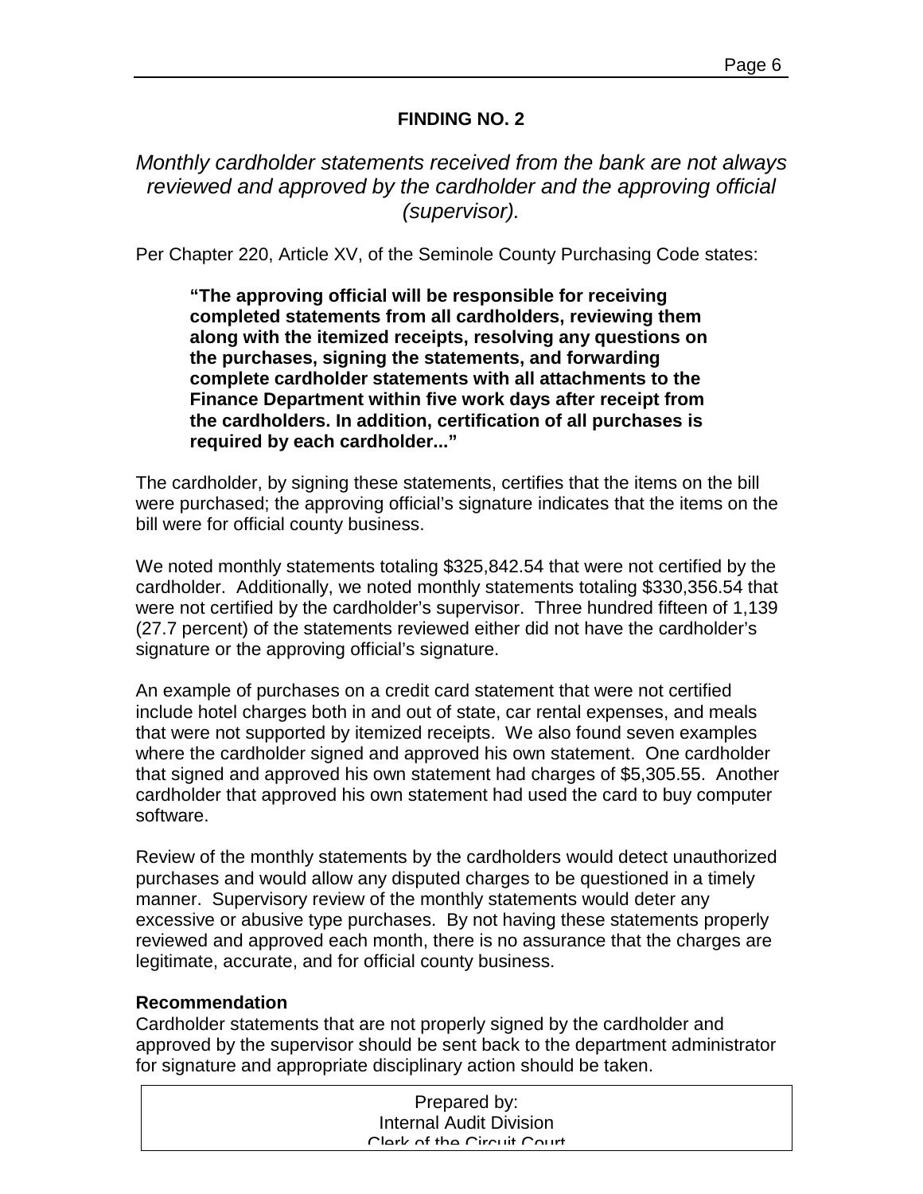## FINDING NO. 2

*Monthly cardholder statements received from the bank are not always reviewed and approved by the cardholder and the approving official (supervisor).*

Per Chapter 220, Article XV, of the Seminole County Purchasing Code states:

> **"The approving official will be responsible for receiving completed statements from all cardholders, reviewing them along with the itemized receipts, resolving any questions on the purchases, signing the statements, and forwarding complete cardholder statements with all attachments to the Finance Department within five work days after receipt from the cardholders. In addition, certification of all purchases is required by each cardholder..."**

The cardholder, by signing these statements, certifies that the items on the bill were purchased; the approving official's signature indicates that the items on the bill were for official county business.

We noted monthly statements totaling $325,842.54 that were not certified by the cardholder. Additionally, we noted monthly statements totaling $330,356.54 that were not certified by the cardholder's supervisor. Three hundred fifteen of 1,139 (27.7 percent) of the statements reviewed either did not have the cardholder's signature or the approving official's signature.

An example of purchases on a credit card statement that were not certified include hotel charges both in and out of state, car rental expenses, and meals that were not supported by itemized receipts. We also found seven examples where the cardholder signed and approved his own statement. One cardholder that signed and approved his own statement had charges of $5,305.55. Another cardholder that approved his own statement had used the card to buy computer software.

Review of the monthly statements by the cardholders would detect unauthorized purchases and would allow any disputed charges to be questioned in a timely manner. Supervisory review of the monthly statements would deter any excessive or abusive type purchases. By not having these statements properly reviewed and approved each month, there is no assurance that the charges are legitimate, accurate, and for official county business.

**Recommendation**

Cardholder statements that are not properly signed by the cardholder and approved by the supervisor should be sent back to the department administrator for signature and appropriate disciplinary action should be taken.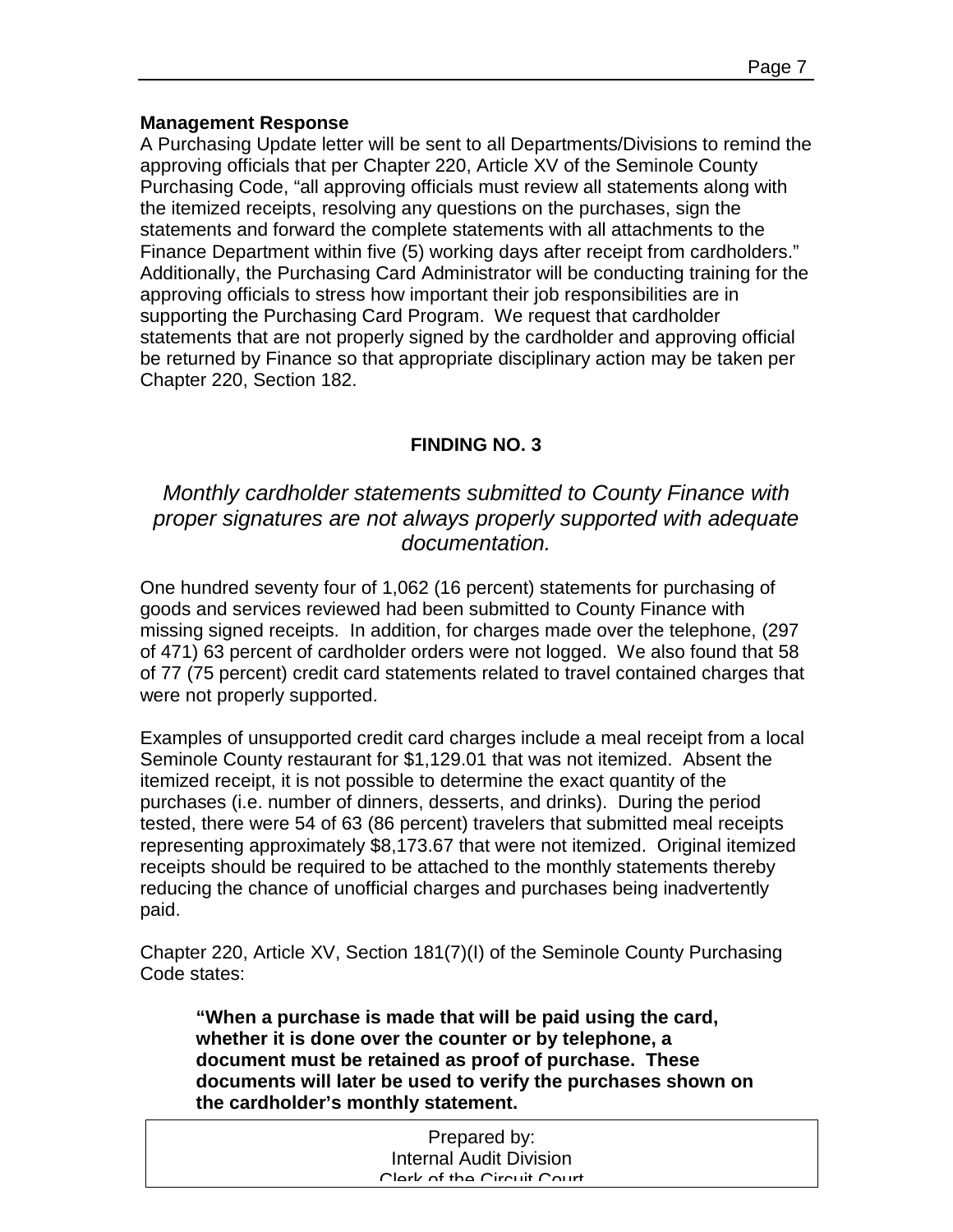**Management Response**

A Purchasing Update letter will be sent to all Departments/Divisions to remind the approving officials that per Chapter 220, Article XV of the Seminole County Purchasing Code, "all approving officials must review all statements along with the itemized receipts, resolving any questions on the purchases, sign the statements and forward the complete statements with all attachments to the Finance Department within five (5) working days after receipt from cardholders." Additionally, the Purchasing Card Administrator will be conducting training for the approving officials to stress how important their job responsibilities are in supporting the Purchasing Card Program. We request that cardholder statements that are not properly signed by the cardholder and approving official be returned by Finance so that appropriate disciplinary action may be taken per Chapter 220, Section 182.

## FINDING NO. 3

*Monthly cardholder statements submitted to County Finance with proper signatures are not always properly supported with adequate documentation.*

One hundred seventy four of 1,062 (16 percent) statements for purchasing of goods and services reviewed had been submitted to County Finance with missing signed receipts. In addition, for charges made over the telephone, (297 of 471) 63 percent of cardholder orders were not logged. We also found that 58 of 77 (75 percent) credit card statements related to travel contained charges that were not properly supported.

Examples of unsupported credit card charges include a meal receipt from a local Seminole County restaurant for $1,129.01 that was not itemized. Absent the itemized receipt, it is not possible to determine the exact quantity of the purchases (i.e. number of dinners, desserts, and drinks). During the period tested, there were 54 of 63 (86 percent) travelers that submitted meal receipts representing approximately $8,173.67 that were not itemized. Original itemized receipts should be required to be attached to the monthly statements thereby reducing the chance of unofficial charges and purchases being inadvertently paid.

Chapter 220, Article XV, Section 181(7)(I) of the Seminole County Purchasing Code states:

> **"When a purchase is made that will be paid using the card, whether it is done over the counter or by telephone, a document must be retained as proof of purchase. These documents will later be used to verify the purchases shown on the cardholder's monthly statement.**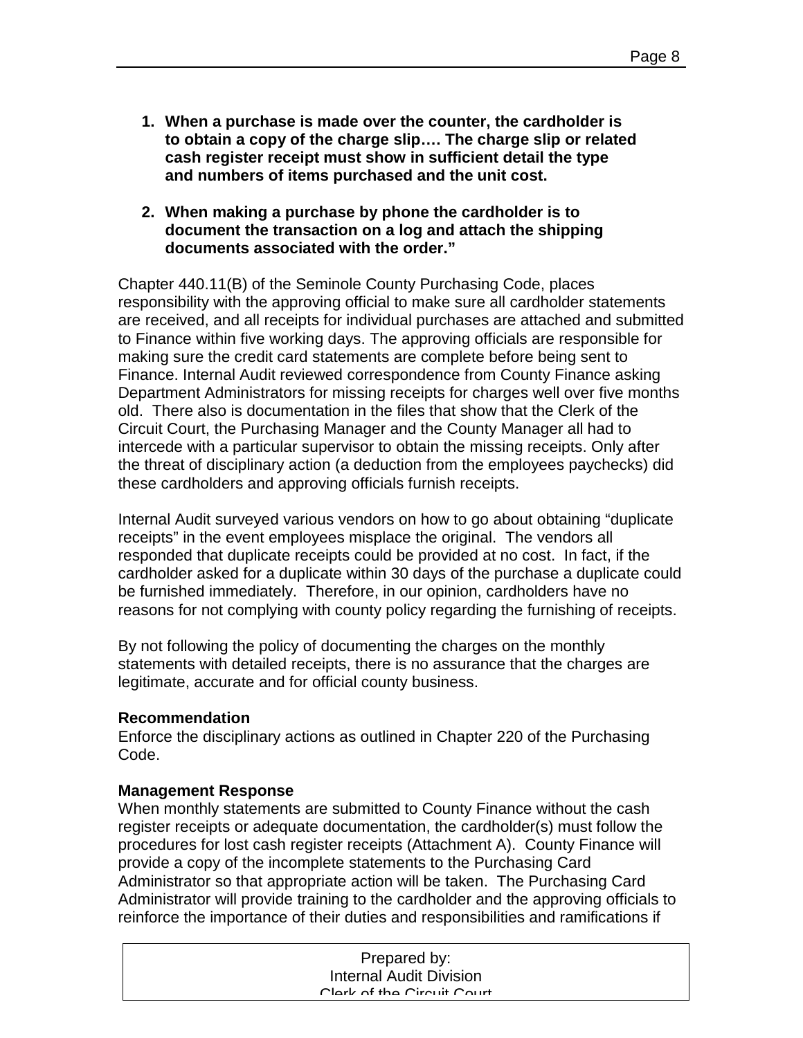1. **When a purchase is made over the counter, the cardholder is to obtain a copy of the charge slip…. The charge slip or related cash register receipt must show in sufficient detail the type and numbers of items purchased and the unit cost.**

2. **When making a purchase by phone the cardholder is to document the transaction on a log and attach the shipping documents associated with the order."**

Chapter 440.11(B) of the Seminole County Purchasing Code, places responsibility with the approving official to make sure all cardholder statements are received, and all receipts for individual purchases are attached and submitted to Finance within five working days. The approving officials are responsible for making sure the credit card statements are complete before being sent to Finance. Internal Audit reviewed correspondence from County Finance asking Department Administrators for missing receipts for charges well over five months old. There also is documentation in the files that show that the Clerk of the Circuit Court, the Purchasing Manager and the County Manager all had to intercede with a particular supervisor to obtain the missing receipts. Only after the threat of disciplinary action (a deduction from the employees paychecks) did these cardholders and approving officials furnish receipts.

Internal Audit surveyed various vendors on how to go about obtaining "duplicate receipts" in the event employees misplace the original. The vendors all responded that duplicate receipts could be provided at no cost. In fact, if the cardholder asked for a duplicate within 30 days of the purchase a duplicate could be furnished immediately. Therefore, in our opinion, cardholders have no reasons for not complying with county policy regarding the furnishing of receipts.

By not following the policy of documenting the charges on the monthly statements with detailed receipts, there is no assurance that the charges are legitimate, accurate and for official county business.

**Recommendation**

Enforce the disciplinary actions as outlined in Chapter 220 of the Purchasing Code.

**Management Response**

When monthly statements are submitted to County Finance without the cash register receipts or adequate documentation, the cardholder(s) must follow the procedures for lost cash register receipts (Attachment A). County Finance will provide a copy of the incomplete statements to the Purchasing Card Administrator so that appropriate action will be taken. The Purchasing Card Administrator will provide training to the cardholder and the approving officials to reinforce the importance of their duties and responsibilities and ramifications if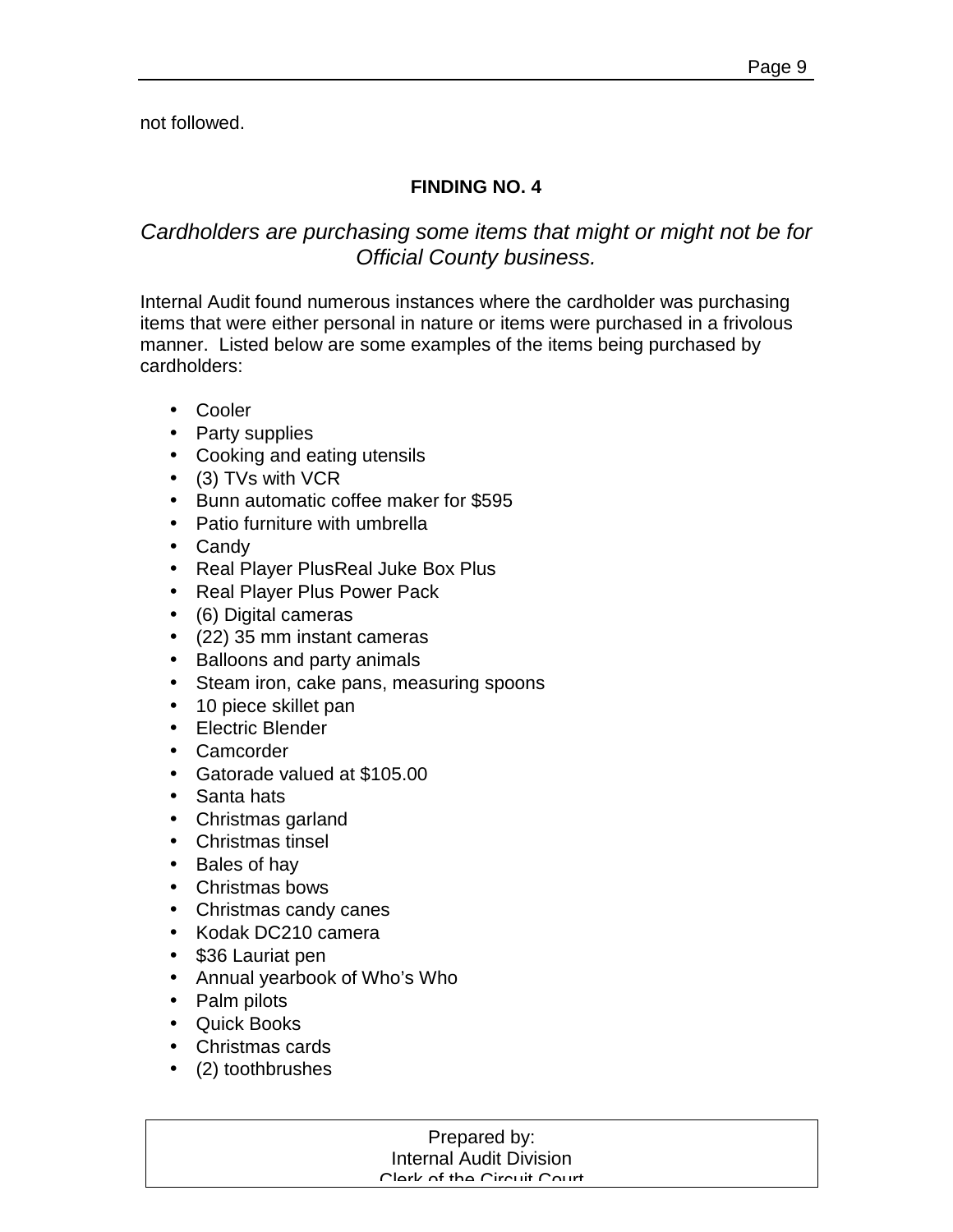not followed.

**FINDING NO. 4**

*Cardholders are purchasing some items that might or might not be for Official County business.*

Internal Audit found numerous instances where the cardholder was purchasing items that were either personal in nature or items were purchased in a frivolous manner. Listed below are some examples of the items being purchased by cardholders:

- Cooler
- Party supplies
- Cooking and eating utensils
- (3) TVs with VCR
- Bunn automatic coffee maker for $595
- Patio furniture with umbrella
- Candy
- Real Player PlusReal Juke Box Plus
- Real Player Plus Power Pack
- (6) Digital cameras
- (22) 35 mm instant cameras
- Balloons and party animals
- Steam iron, cake pans, measuring spoons
- 10 piece skillet pan
- Electric Blender
- Camcorder
- Gatorade valued at $105.00
- Santa hats
- Christmas garland
- Christmas tinsel
- Bales of hay
- Christmas bows
- Christmas candy canes
- Kodak DC210 camera
- $36 Lauriat pen
- Annual yearbook of Who's Who
- Palm pilots
- Quick Books
- Christmas cards
- (2) toothbrushes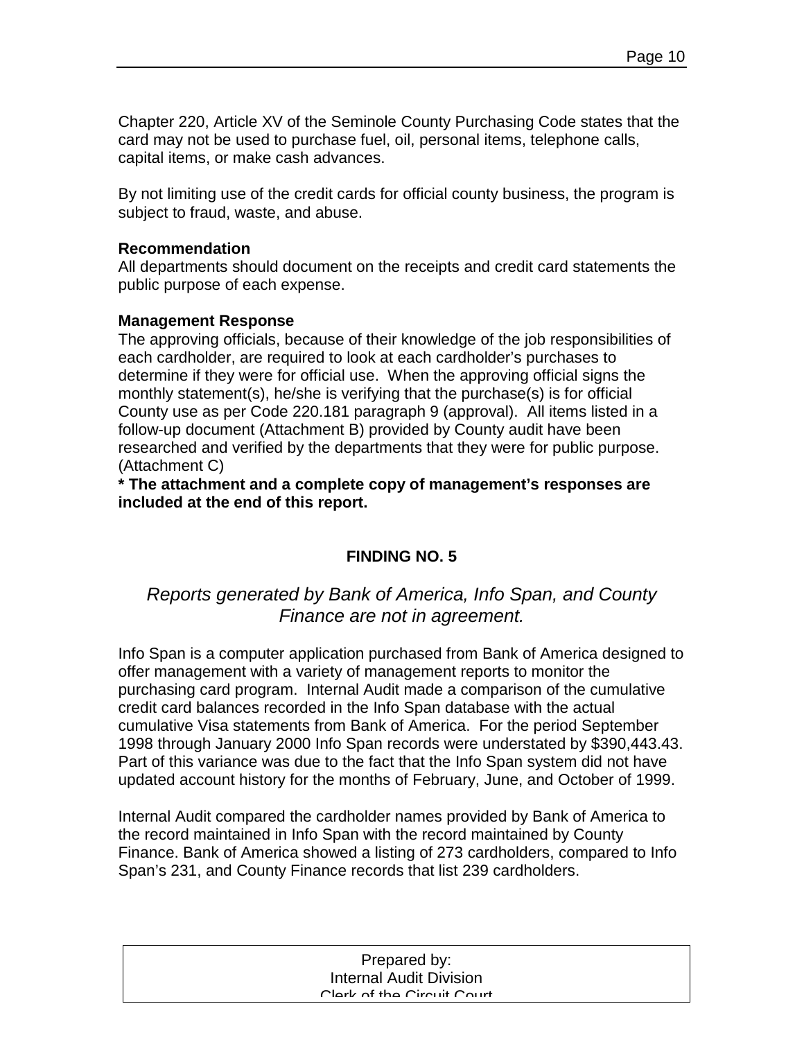Chapter 220, Article XV of the Seminole County Purchasing Code states that the card may not be used to purchase fuel, oil, personal items, telephone calls, capital items, or make cash advances.

By not limiting use of the credit cards for official county business, the program is subject to fraud, waste, and abuse.

**Recommendation**
All departments should document on the receipts and credit card statements the public purpose of each expense.

**Management Response**
The approving officials, because of their knowledge of the job responsibilities of each cardholder, are required to look at each cardholder's purchases to determine if they were for official use. When the approving official signs the monthly statement(s), he/she is verifying that the purchase(s) is for official County use as per Code 220.181 paragraph 9 (approval). All items listed in a follow-up document (Attachment B) provided by County audit have been researched and verified by the departments that they were for public purpose. (Attachment C)
**\* The attachment and a complete copy of management's responses are included at the end of this report.**

## FINDING NO. 5

*Reports generated by Bank of America, Info Span, and County Finance are not in agreement.*

Info Span is a computer application purchased from Bank of America designed to offer management with a variety of management reports to monitor the purchasing card program. Internal Audit made a comparison of the cumulative credit card balances recorded in the Info Span database with the actual cumulative Visa statements from Bank of America. For the period September 1998 through January 2000 Info Span records were understated by $390,443.43. Part of this variance was due to the fact that the Info Span system did not have updated account history for the months of February, June, and October of 1999.

Internal Audit compared the cardholder names provided by Bank of America to the record maintained in Info Span with the record maintained by County Finance. Bank of America showed a listing of 273 cardholders, compared to Info Span's 231, and County Finance records that list 239 cardholders.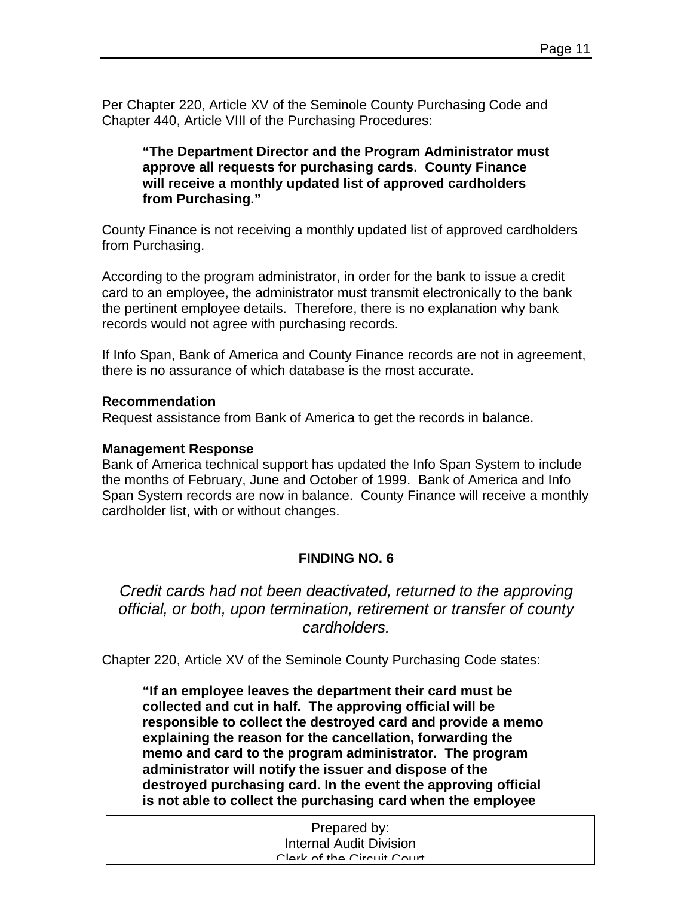Per Chapter 220, Article XV of the Seminole County Purchasing Code and Chapter 440, Article VIII of the Purchasing Procedures:

> **"The Department Director and the Program Administrator must approve all requests for purchasing cards. County Finance will receive a monthly updated list of approved cardholders from Purchasing."**

County Finance is not receiving a monthly updated list of approved cardholders from Purchasing.

According to the program administrator, in order for the bank to issue a credit card to an employee, the administrator must transmit electronically to the bank the pertinent employee details. Therefore, there is no explanation why bank records would not agree with purchasing records.

If Info Span, Bank of America and County Finance records are not in agreement, there is no assurance of which database is the most accurate.

**Recommendation**
Request assistance from Bank of America to get the records in balance.

**Management Response**
Bank of America technical support has updated the Info Span System to include the months of February, June and October of 1999. Bank of America and Info Span System records are now in balance. County Finance will receive a monthly cardholder list, with or without changes.

## FINDING NO. 6

*Credit cards had not been deactivated, returned to the approving official, or both, upon termination, retirement or transfer of county cardholders.*

Chapter 220, Article XV of the Seminole County Purchasing Code states:

> **"If an employee leaves the department their card must be collected and cut in half. The approving official will be responsible to collect the destroyed card and provide a memo explaining the reason for the cancellation, forwarding the memo and card to the program administrator. The program administrator will notify the issuer and dispose of the destroyed purchasing card. In the event the approving official is not able to collect the purchasing card when the employee**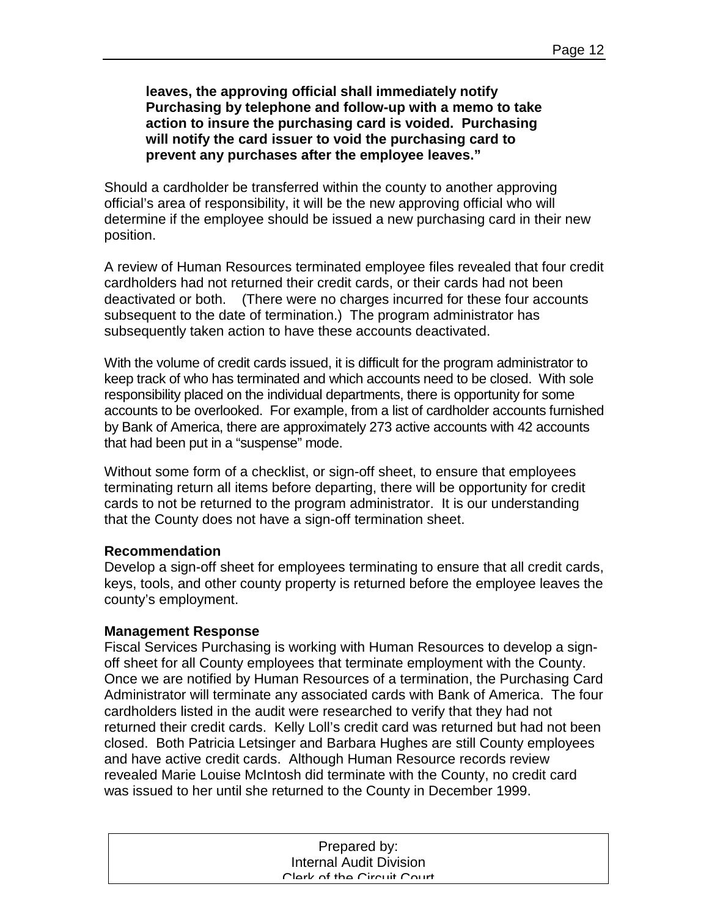**leaves, the approving official shall immediately notify Purchasing by telephone and follow-up with a memo to take action to insure the purchasing card is voided. Purchasing will notify the card issuer to void the purchasing card to prevent any purchases after the employee leaves."**

Should a cardholder be transferred within the county to another approving official's area of responsibility, it will be the new approving official who will determine if the employee should be issued a new purchasing card in their new position.

A review of Human Resources terminated employee files revealed that four credit cardholders had not returned their credit cards, or their cards had not been deactivated or both. (There were no charges incurred for these four accounts subsequent to the date of termination.) The program administrator has subsequently taken action to have these accounts deactivated.

With the volume of credit cards issued, it is difficult for the program administrator to keep track of who has terminated and which accounts need to be closed. With sole responsibility placed on the individual departments, there is opportunity for some accounts to be overlooked. For example, from a list of cardholder accounts furnished by Bank of America, there are approximately 273 active accounts with 42 accounts that had been put in a "suspense" mode.

Without some form of a checklist, or sign-off sheet, to ensure that employees terminating return all items before departing, there will be opportunity for credit cards to not be returned to the program administrator. It is our understanding that the County does not have a sign-off termination sheet.

**Recommendation**
Develop a sign-off sheet for employees terminating to ensure that all credit cards, keys, tools, and other county property is returned before the employee leaves the county's employment.

**Management Response**
Fiscal Services Purchasing is working with Human Resources to develop a sign-off sheet for all County employees that terminate employment with the County. Once we are notified by Human Resources of a termination, the Purchasing Card Administrator will terminate any associated cards with Bank of America. The four cardholders listed in the audit were researched to verify that they had not returned their credit cards. Kelly Loll's credit card was returned but had not been closed. Both Patricia Letsinger and Barbara Hughes are still County employees and have active credit cards. Although Human Resource records review revealed Marie Louise McIntosh did terminate with the County, no credit card was issued to her until she returned to the County in December 1999.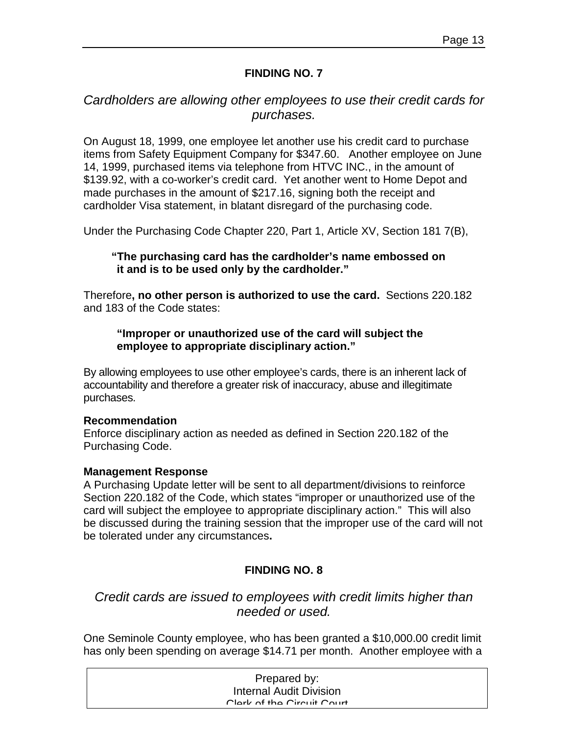## FINDING NO. 7

*Cardholders are allowing other employees to use their credit cards for purchases.*

On August 18, 1999, one employee let another use his credit card to purchase items from Safety Equipment Company for $347.60. Another employee on June 14, 1999, purchased items via telephone from HTVC INC., in the amount of $139.92, with a co-worker's credit card. Yet another went to Home Depot and made purchases in the amount of $217.16, signing both the receipt and cardholder Visa statement, in blatant disregard of the purchasing code.

Under the Purchasing Code Chapter 220, Part 1, Article XV, Section 181 7(B),

> **"The purchasing card has the cardholder's name embossed on it and is to be used only by the cardholder."**

Therefore**, no other person is authorized to use the card.** Sections 220.182 and 183 of the Code states:

> **"Improper or unauthorized use of the card will subject the employee to appropriate disciplinary action."**

By allowing employees to use other employee's cards, there is an inherent lack of accountability and therefore a greater risk of inaccuracy, abuse and illegitimate purchases.

**Recommendation**
Enforce disciplinary action as needed as defined in Section 220.182 of the Purchasing Code.

**Management Response**
A Purchasing Update letter will be sent to all department/divisions to reinforce Section 220.182 of the Code, which states "improper or unauthorized use of the card will subject the employee to appropriate disciplinary action." This will also be discussed during the training session that the improper use of the card will not be tolerated under any circumstances**.**

## FINDING NO. 8

*Credit cards are issued to employees with credit limits higher than needed or used.*

One Seminole County employee, who has been granted a $10,000.00 credit limit has only been spending on average $14.71 per month. Another employee with a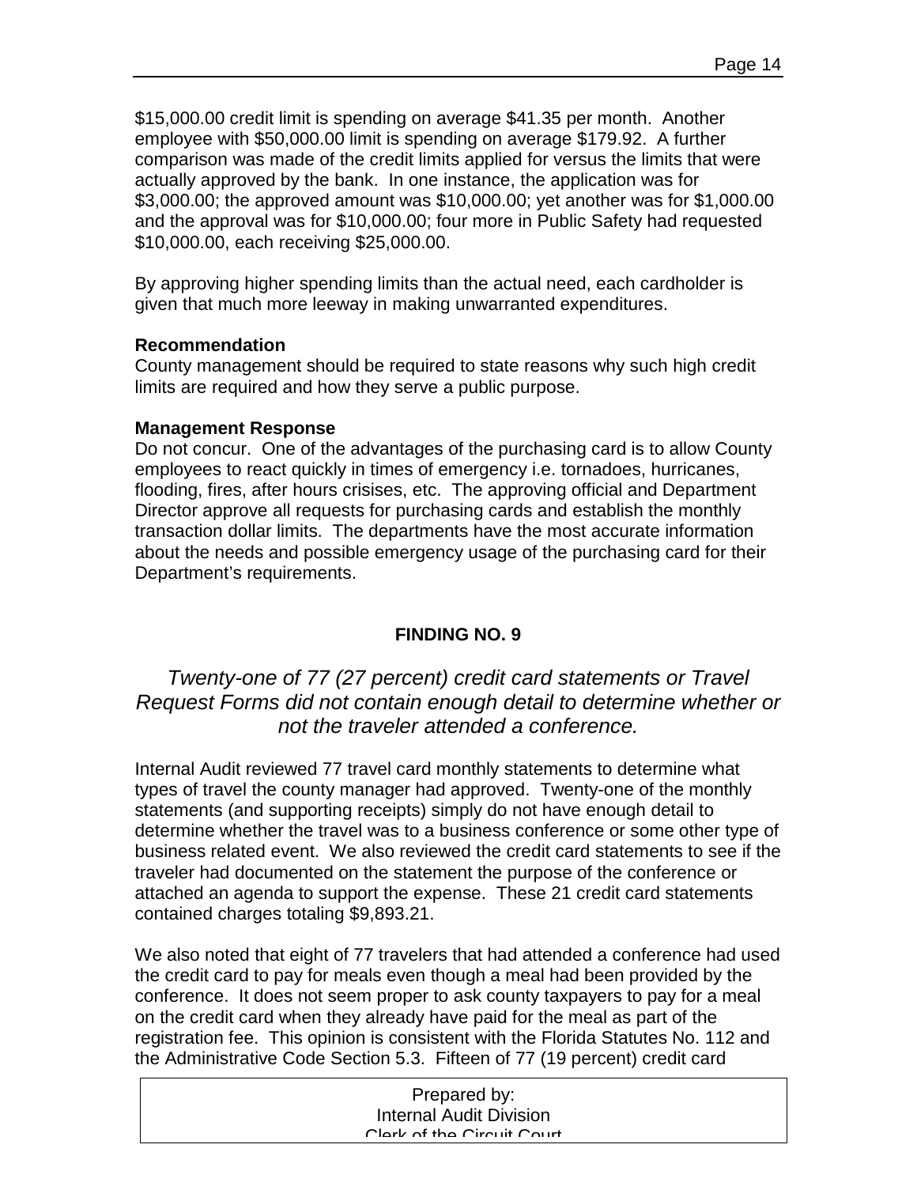$15,000.00 credit limit is spending on average $41.35 per month. Another employee with $50,000.00 limit is spending on average $179.92. A further comparison was made of the credit limits applied for versus the limits that were actually approved by the bank. In one instance, the application was for $3,000.00; the approved amount was $10,000.00; yet another was for $1,000.00 and the approval was for $10,000.00; four more in Public Safety had requested $10,000.00, each receiving $25,000.00.

By approving higher spending limits than the actual need, each cardholder is given that much more leeway in making unwarranted expenditures.

**Recommendation**
County management should be required to state reasons why such high credit limits are required and how they serve a public purpose.

**Management Response**
Do not concur. One of the advantages of the purchasing card is to allow County employees to react quickly in times of emergency i.e. tornadoes, hurricanes, flooding, fires, after hours crisises, etc. The approving official and Department Director approve all requests for purchasing cards and establish the monthly transaction dollar limits. The departments have the most accurate information about the needs and possible emergency usage of the purchasing card for their Department's requirements.

## FINDING NO. 9

*Twenty-one of 77 (27 percent) credit card statements or Travel Request Forms did not contain enough detail to determine whether or not the traveler attended a conference.*

Internal Audit reviewed 77 travel card monthly statements to determine what types of travel the county manager had approved. Twenty-one of the monthly statements (and supporting receipts) simply do not have enough detail to determine whether the travel was to a business conference or some other type of business related event. We also reviewed the credit card statements to see if the traveler had documented on the statement the purpose of the conference or attached an agenda to support the expense. These 21 credit card statements contained charges totaling $9,893.21.

We also noted that eight of 77 travelers that had attended a conference had used the credit card to pay for meals even though a meal had been provided by the conference. It does not seem proper to ask county taxpayers to pay for a meal on the credit card when they already have paid for the meal as part of the registration fee. This opinion is consistent with the Florida Statutes No. 112 and the Administrative Code Section 5.3. Fifteen of 77 (19 percent) credit card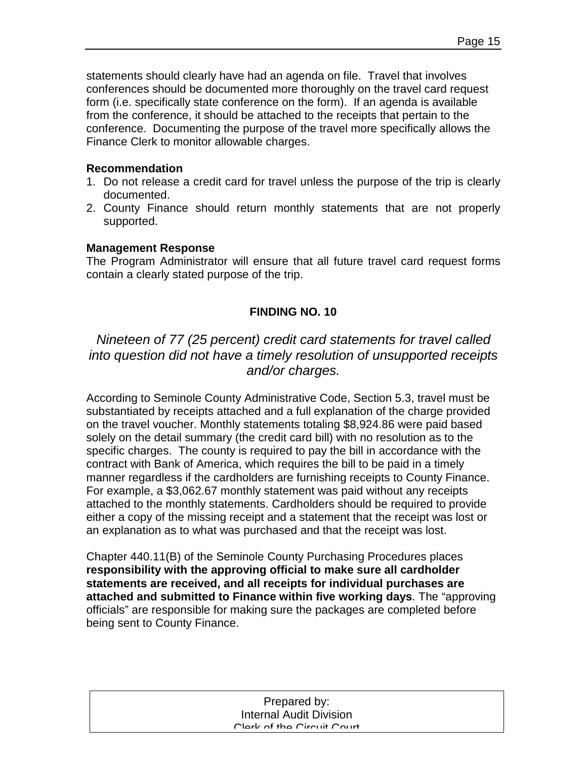statements should clearly have had an agenda on file. Travel that involves conferences should be documented more thoroughly on the travel card request form (i.e. specifically state conference on the form). If an agenda is available from the conference, it should be attached to the receipts that pertain to the conference. Documenting the purpose of the travel more specifically allows the Finance Clerk to monitor allowable charges.

**Recommendation**

1. Do not release a credit card for travel unless the purpose of the trip is clearly documented.
2. County Finance should return monthly statements that are not properly supported.

**Management Response**

The Program Administrator will ensure that all future travel card request forms contain a clearly stated purpose of the trip.

## FINDING NO. 10

*Nineteen of 77 (25 percent) credit card statements for travel called into question did not have a timely resolution of unsupported receipts and/or charges.*

According to Seminole County Administrative Code, Section 5.3, travel must be substantiated by receipts attached and a full explanation of the charge provided on the travel voucher. Monthly statements totaling $8,924.86 were paid based solely on the detail summary (the credit card bill) with no resolution as to the specific charges. The county is required to pay the bill in accordance with the contract with Bank of America, which requires the bill to be paid in a timely manner regardless if the cardholders are furnishing receipts to County Finance. For example, a $3,062.67 monthly statement was paid without any receipts attached to the monthly statements. Cardholders should be required to provide either a copy of the missing receipt and a statement that the receipt was lost or an explanation as to what was purchased and that the receipt was lost.

Chapter 440.11(B) of the Seminole County Purchasing Procedures places **responsibility with the approving official to make sure all cardholder statements are received, and all receipts for individual purchases are attached and submitted to Finance within five working days**. The "approving officials" are responsible for making sure the packages are completed before being sent to County Finance.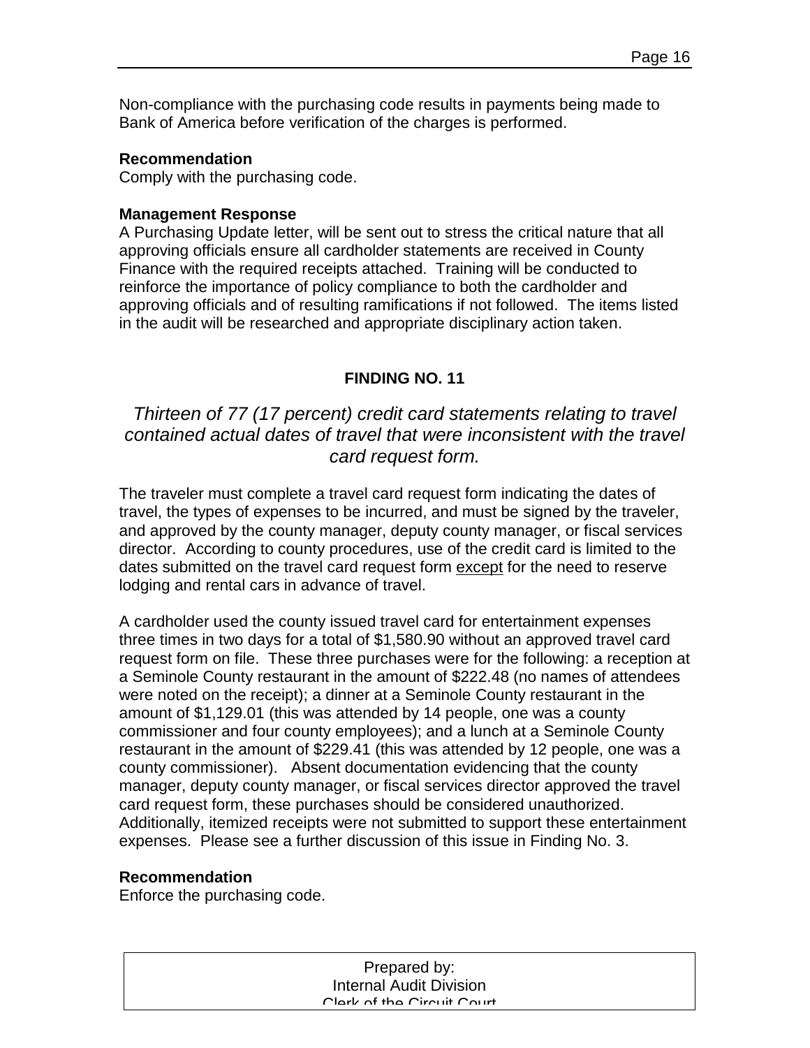Non-compliance with the purchasing code results in payments being made to Bank of America before verification of the charges is performed.

**Recommendation**
Comply with the purchasing code.

**Management Response**
A Purchasing Update letter, will be sent out to stress the critical nature that all approving officials ensure all cardholder statements are received in County Finance with the required receipts attached. Training will be conducted to reinforce the importance of policy compliance to both the cardholder and approving officials and of resulting ramifications if not followed. The items listed in the audit will be researched and appropriate disciplinary action taken.

## FINDING NO. 11

*Thirteen of 77 (17 percent) credit card statements relating to travel contained actual dates of travel that were inconsistent with the travel card request form.*

The traveler must complete a travel card request form indicating the dates of travel, the types of expenses to be incurred, and must be signed by the traveler, and approved by the county manager, deputy county manager, or fiscal services director. According to county procedures, use of the credit card is limited to the dates submitted on the travel card request form <u>except</u> for the need to reserve lodging and rental cars in advance of travel.

A cardholder used the county issued travel card for entertainment expenses three times in two days for a total of $1,580.90 without an approved travel card request form on file. These three purchases were for the following: a reception at a Seminole County restaurant in the amount of $222.48 (no names of attendees were noted on the receipt); a dinner at a Seminole County restaurant in the amount of $1,129.01 (this was attended by 14 people, one was a county commissioner and four county employees); and a lunch at a Seminole County restaurant in the amount of $229.41 (this was attended by 12 people, one was a county commissioner). Absent documentation evidencing that the county manager, deputy county manager, or fiscal services director approved the travel card request form, these purchases should be considered unauthorized. Additionally, itemized receipts were not submitted to support these entertainment expenses. Please see a further discussion of this issue in Finding No. 3.

**Recommendation**
Enforce the purchasing code.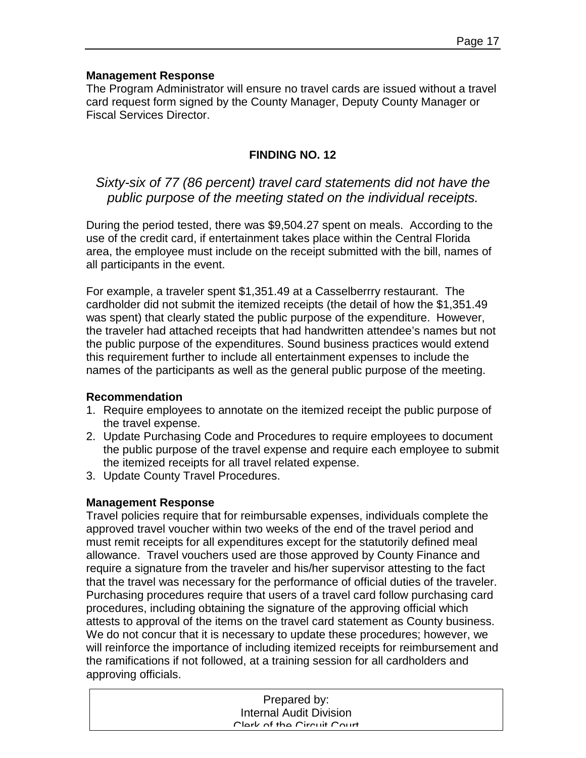### Management Response

The Program Administrator will ensure no travel cards are issued without a travel card request form signed by the County Manager, Deputy County Manager or Fiscal Services Director.

## FINDING NO. 12

*Sixty-six of 77 (86 percent) travel card statements did not have the public purpose of the meeting stated on the individual receipts.*

During the period tested, there was $9,504.27 spent on meals. According to the use of the credit card, if entertainment takes place within the Central Florida area, the employee must include on the receipt submitted with the bill, names of all participants in the event.

For example, a traveler spent $1,351.49 at a Casselberrry restaurant. The cardholder did not submit the itemized receipts (the detail of how the $1,351.49 was spent) that clearly stated the public purpose of the expenditure. However, the traveler had attached receipts that had handwritten attendee's names but not the public purpose of the expenditures. Sound business practices would extend this requirement further to include all entertainment expenses to include the names of the participants as well as the general public purpose of the meeting.

### Recommendation

1. Require employees to annotate on the itemized receipt the public purpose of the travel expense.
2. Update Purchasing Code and Procedures to require employees to document the public purpose of the travel expense and require each employee to submit the itemized receipts for all travel related expense.
3. Update County Travel Procedures.

### Management Response

Travel policies require that for reimbursable expenses, individuals complete the approved travel voucher within two weeks of the end of the travel period and must remit receipts for all expenditures except for the statutorily defined meal allowance. Travel vouchers used are those approved by County Finance and require a signature from the traveler and his/her supervisor attesting to the fact that the travel was necessary for the performance of official duties of the traveler. Purchasing procedures require that users of a travel card follow purchasing card procedures, including obtaining the signature of the approving official which attests to approval of the items on the travel card statement as County business. We do not concur that it is necessary to update these procedures; however, we will reinforce the importance of including itemized receipts for reimbursement and the ramifications if not followed, at a training session for all cardholders and approving officials.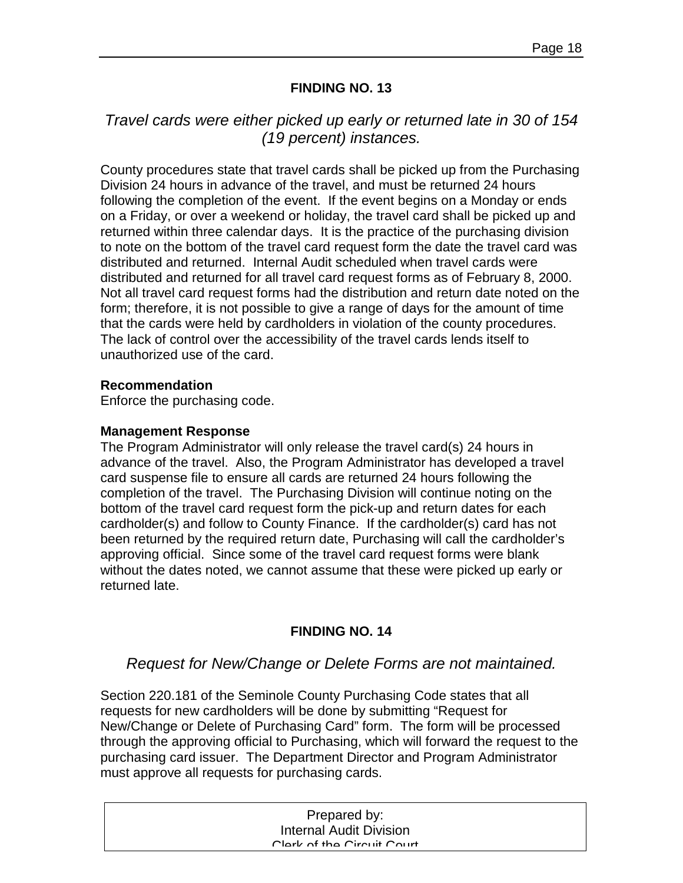**FINDING NO. 13**

*Travel cards were either picked up early or returned late in 30 of 154 (19 percent) instances.*

County procedures state that travel cards shall be picked up from the Purchasing Division 24 hours in advance of the travel, and must be returned 24 hours following the completion of the event. If the event begins on a Monday or ends on a Friday, or over a weekend or holiday, the travel card shall be picked up and returned within three calendar days. It is the practice of the purchasing division to note on the bottom of the travel card request form the date the travel card was distributed and returned. Internal Audit scheduled when travel cards were distributed and returned for all travel card request forms as of February 8, 2000. Not all travel card request forms had the distribution and return date noted on the form; therefore, it is not possible to give a range of days for the amount of time that the cards were held by cardholders in violation of the county procedures. The lack of control over the accessibility of the travel cards lends itself to unauthorized use of the card.

**Recommendation**
Enforce the purchasing code.

**Management Response**
The Program Administrator will only release the travel card(s) 24 hours in advance of the travel. Also, the Program Administrator has developed a travel card suspense file to ensure all cards are returned 24 hours following the completion of the travel. The Purchasing Division will continue noting on the bottom of the travel card request form the pick-up and return dates for each cardholder(s) and follow to County Finance. If the cardholder(s) card has not been returned by the required return date, Purchasing will call the cardholder's approving official. Since some of the travel card request forms were blank without the dates noted, we cannot assume that these were picked up early or returned late.

**FINDING NO. 14**

*Request for New/Change or Delete Forms are not maintained.*

Section 220.181 of the Seminole County Purchasing Code states that all requests for new cardholders will be done by submitting "Request for New/Change or Delete of Purchasing Card" form. The form will be processed through the approving official to Purchasing, which will forward the request to the purchasing card issuer. The Department Director and Program Administrator must approve all requests for purchasing cards.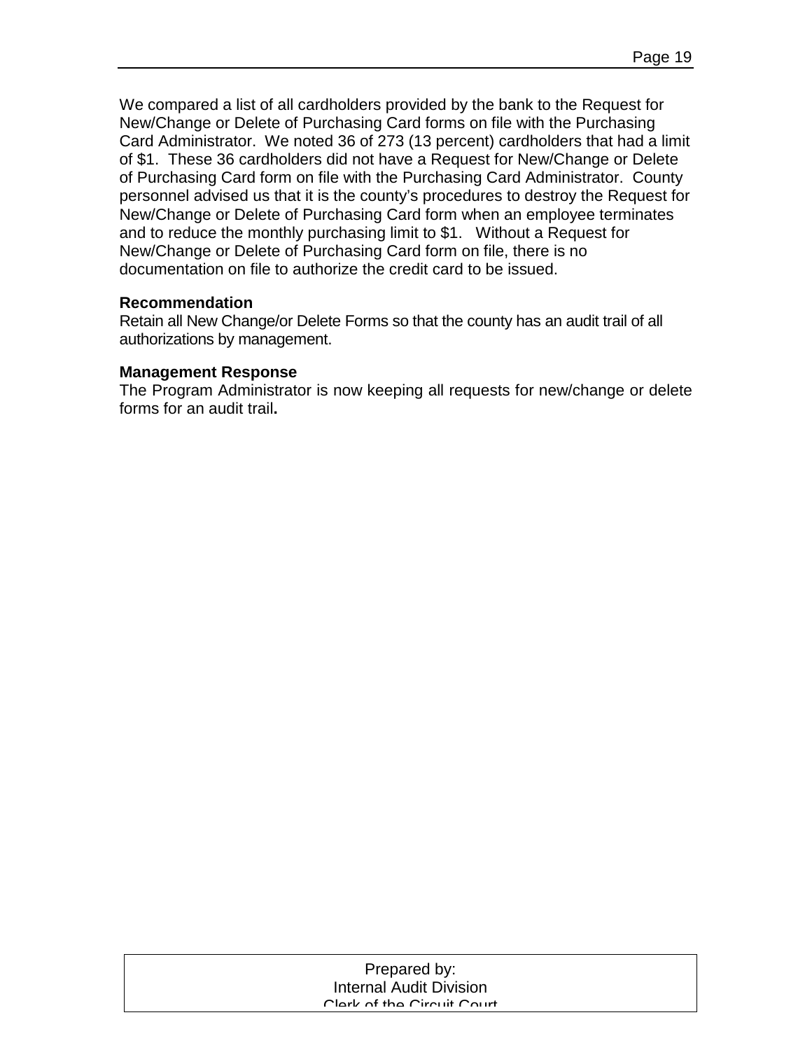We compared a list of all cardholders provided by the bank to the Request for New/Change or Delete of Purchasing Card forms on file with the Purchasing Card Administrator. We noted 36 of 273 (13 percent) cardholders that had a limit of $1. These 36 cardholders did not have a Request for New/Change or Delete of Purchasing Card form on file with the Purchasing Card Administrator. County personnel advised us that it is the county's procedures to destroy the Request for New/Change or Delete of Purchasing Card form when an employee terminates and to reduce the monthly purchasing limit to $1. Without a Request for New/Change or Delete of Purchasing Card form on file, there is no documentation on file to authorize the credit card to be issued.

**Recommendation**

Retain all New Change/or Delete Forms so that the county has an audit trail of all authorizations by management.

**Management Response**

The Program Administrator is now keeping all requests for new/change or delete forms for an audit trail.